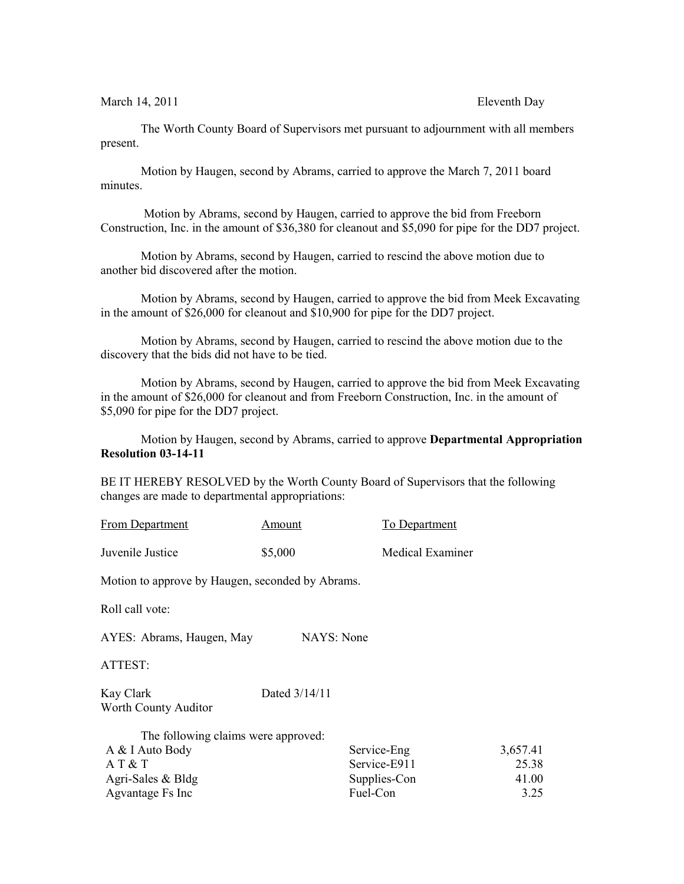March 14, 2011 Eleventh Day

The Worth County Board of Supervisors met pursuant to adjournment with all members present.

Motion by Haugen, second by Abrams, carried to approve the March 7, 2011 board minutes.

Motion by Abrams, second by Haugen, carried to approve the bid from Freeborn Construction, Inc. in the amount of $36,380 for cleanout and $5,090 for pipe for the DD7 project.

Motion by Abrams, second by Haugen, carried to rescind the above motion due to another bid discovered after the motion.

Motion by Abrams, second by Haugen, carried to approve the bid from Meek Excavating in the amount of $26,000 for cleanout and $10,900 for pipe for the DD7 project.

Motion by Abrams, second by Haugen, carried to rescind the above motion due to the discovery that the bids did not have to be tied.

Motion by Abrams, second by Haugen, carried to approve the bid from Meek Excavating in the amount of $26,000 for cleanout and from Freeborn Construction, Inc. in the amount of $5,090 for pipe for the DD7 project.

Motion by Haugen, second by Abrams, carried to approve **Departmental Appropriation Resolution 03-14-11**

BE IT HEREBY RESOLVED by the Worth County Board of Supervisors that the following changes are made to departmental appropriations:

| From Department | Amount | To Department |
|---|---|---|
| Juvenile Justice | $5,000 | Medical Examiner |

Motion to approve by Haugen, seconded by Abrams.

Roll call vote:

AYES: Abrams, Haugen, May NAYS: None

ATTEST:

Kay Clark Dated 3/14/11
Worth County Auditor

The following claims were approved:

| | | |
|---|---|---|
| A & I Auto Body | Service-Eng | 3,657.41 |
| A T & T | Service-E911 | 25.38 |
| Agri-Sales & Bldg | Supplies-Con | 41.00 |
| Agvantage Fs Inc | Fuel-Con | 3.25 |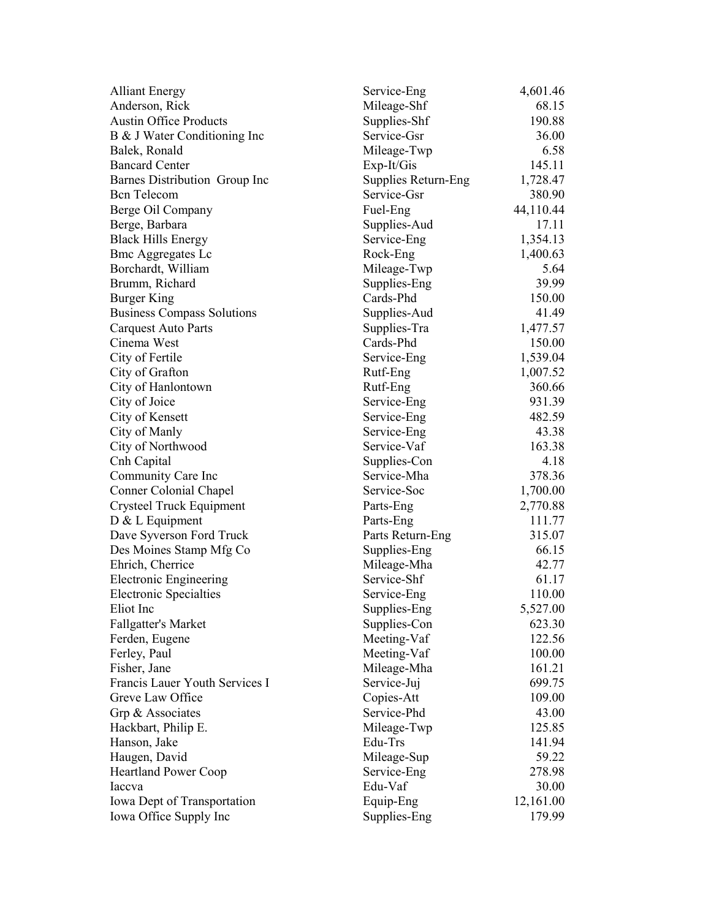| | | |
|---|---|---|
| Alliant Energy | Service-Eng | 4,601.46 |
| Anderson, Rick | Mileage-Shf | 68.15 |
| Austin Office Products | Supplies-Shf | 190.88 |
| B & J Water Conditioning Inc | Service-Gsr | 36.00 |
| Balek, Ronald | Mileage-Twp | 6.58 |
| Bancard Center | Exp-It/Gis | 145.11 |
| Barnes Distribution Group Inc | Supplies Return-Eng | 1,728.47 |
| Bcn Telecom | Service-Gsr | 380.90 |
| Berge Oil Company | Fuel-Eng | 44,110.44 |
| Berge, Barbara | Supplies-Aud | 17.11 |
| Black Hills Energy | Service-Eng | 1,354.13 |
| Bmc Aggregates Lc | Rock-Eng | 1,400.63 |
| Borchardt, William | Mileage-Twp | 5.64 |
| Brumm, Richard | Supplies-Eng | 39.99 |
| Burger King | Cards-Phd | 150.00 |
| Business Compass Solutions | Supplies-Aud | 41.49 |
| Carquest Auto Parts | Supplies-Tra | 1,477.57 |
| Cinema West | Cards-Phd | 150.00 |
| City of Fertile | Service-Eng | 1,539.04 |
| City of Grafton | Rutf-Eng | 1,007.52 |
| City of Hanlontown | Rutf-Eng | 360.66 |
| City of Joice | Service-Eng | 931.39 |
| City of Kensett | Service-Eng | 482.59 |
| City of Manly | Service-Eng | 43.38 |
| City of Northwood | Service-Vaf | 163.38 |
| Cnh Capital | Supplies-Con | 4.18 |
| Community Care Inc | Service-Mha | 378.36 |
| Conner Colonial Chapel | Service-Soc | 1,700.00 |
| Crysteel Truck Equipment | Parts-Eng | 2,770.88 |
| D & L Equipment | Parts-Eng | 111.77 |
| Dave Syverson Ford Truck | Parts Return-Eng | 315.07 |
| Des Moines Stamp Mfg Co | Supplies-Eng | 66.15 |
| Ehrich, Cherrice | Mileage-Mha | 42.77 |
| Electronic Engineering | Service-Shf | 61.17 |
| Electronic Specialties | Service-Eng | 110.00 |
| Eliot Inc | Supplies-Eng | 5,527.00 |
| Fallgatter's Market | Supplies-Con | 623.30 |
| Ferden, Eugene | Meeting-Vaf | 122.56 |
| Ferley, Paul | Meeting-Vaf | 100.00 |
| Fisher, Jane | Mileage-Mha | 161.21 |
| Francis Lauer Youth Services I | Service-Juj | 699.75 |
| Greve Law Office | Copies-Att | 109.00 |
| Grp & Associates | Service-Phd | 43.00 |
| Hackbart, Philip E. | Mileage-Twp | 125.85 |
| Hanson, Jake | Edu-Trs | 141.94 |
| Haugen, David | Mileage-Sup | 59.22 |
| Heartland Power Coop | Service-Eng | 278.98 |
| Iaccva | Edu-Vaf | 30.00 |
| Iowa Dept of Transportation | Equip-Eng | 12,161.00 |
| Iowa Office Supply Inc | Supplies-Eng | 179.99 |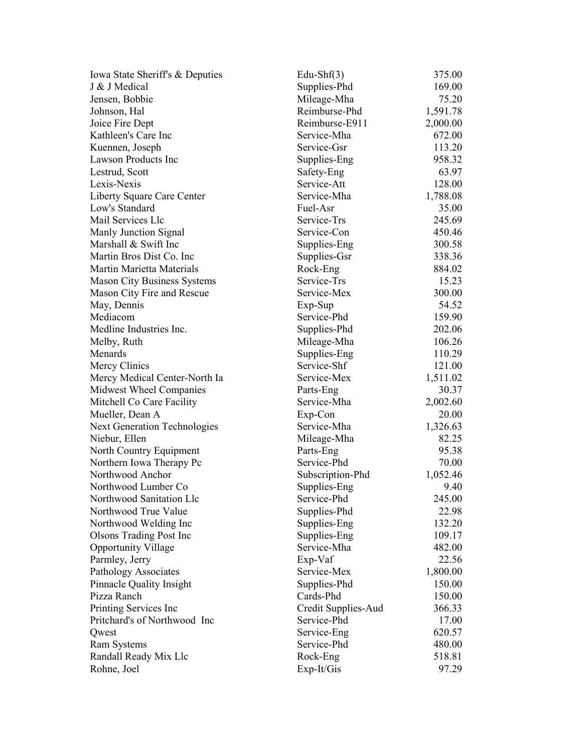| | | |
|---|---|---|
| Iowa State Sheriff's & Deputies | Edu-Shf(3) | 375.00 |
| J & J Medical | Supplies-Phd | 169.00 |
| Jensen, Bobbie | Mileage-Mha | 75.20 |
| Johnson, Hal | Reimburse-Phd | 1,591.78 |
| Joice Fire Dept | Reimburse-E911 | 2,000.00 |
| Kathleen's Care Inc | Service-Mha | 672.00 |
| Kuennen, Joseph | Service-Gsr | 113.20 |
| Lawson Products Inc | Supplies-Eng | 958.32 |
| Lestrud, Scott | Safety-Eng | 63.97 |
| Lexis-Nexis | Service-Att | 128.00 |
| Liberty Square Care Center | Service-Mha | 1,788.08 |
| Low's Standard | Fuel-Asr | 35.00 |
| Mail Services Llc | Service-Trs | 245.69 |
| Manly Junction Signal | Service-Con | 450.46 |
| Marshall & Swift Inc | Supplies-Eng | 300.58 |
| Martin Bros Dist Co. Inc | Supplies-Gsr | 338.36 |
| Martin Marietta Materials | Rock-Eng | 884.02 |
| Mason City Business Systems | Service-Trs | 15.23 |
| Mason City Fire and Rescue | Service-Mex | 300.00 |
| May, Dennis | Exp-Sup | 54.52 |
| Mediacom | Service-Phd | 159.90 |
| Medline Industries Inc. | Supplies-Phd | 202.06 |
| Melby, Ruth | Mileage-Mha | 106.26 |
| Menards | Supplies-Eng | 110.29 |
| Mercy Clinics | Service-Shf | 121.00 |
| Mercy Medical Center-North Ia | Service-Mex | 1,511.02 |
| Midwest Wheel Companies | Parts-Eng | 30.37 |
| Mitchell Co Care Facility | Service-Mha | 2,002.60 |
| Mueller, Dean A | Exp-Con | 20.00 |
| Next Generation Technologies | Service-Mha | 1,326.63 |
| Niebur, Ellen | Mileage-Mha | 82.25 |
| North Country Equipment | Parts-Eng | 95.38 |
| Northern Iowa Therapy Pc | Service-Phd | 70.00 |
| Northwood Anchor | Subscription-Phd | 1,052.46 |
| Northwood Lumber Co | Supplies-Eng | 9.40 |
| Northwood Sanitation Llc | Service-Phd | 245.00 |
| Northwood True Value | Supplies-Phd | 22.98 |
| Northwood Welding Inc | Supplies-Eng | 132.20 |
| Olsons Trading Post Inc | Supplies-Eng | 109.17 |
| Opportunity Village | Service-Mha | 482.00 |
| Parmley, Jerry | Exp-Vaf | 22.56 |
| Pathology Associates | Service-Mex | 1,800.00 |
| Pinnacle Quality Insight | Supplies-Phd | 150.00 |
| Pizza Ranch | Cards-Phd | 150.00 |
| Printing Services Inc | Credit Supplies-Aud | 366.33 |
| Pritchard's of Northwood Inc | Service-Phd | 17.00 |
| Qwest | Service-Eng | 620.57 |
| Ram Systems | Service-Phd | 480.00 |
| Randall Ready Mix Llc | Rock-Eng | 518.81 |
| Rohne, Joel | Exp-It/Gis | 97.29 |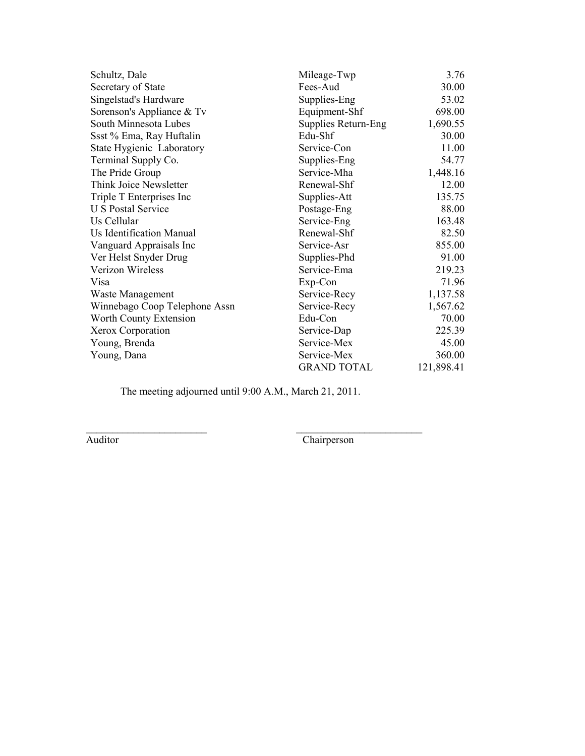| | | |
|---|---|---|
| Schultz, Dale | Mileage-Twp | 3.76 |
| Secretary of State | Fees-Aud | 30.00 |
| Singelstad's Hardware | Supplies-Eng | 53.02 |
| Sorenson's Appliance & Tv | Equipment-Shf | 698.00 |
| South Minnesota Lubes | Supplies Return-Eng | 1,690.55 |
| Ssst % Ema, Ray Huftalin | Edu-Shf | 30.00 |
| State Hygienic Laboratory | Service-Con | 11.00 |
| Terminal Supply Co. | Supplies-Eng | 54.77 |
| The Pride Group | Service-Mha | 1,448.16 |
| Think Joice Newsletter | Renewal-Shf | 12.00 |
| Triple T Enterprises Inc | Supplies-Att | 135.75 |
| U S Postal Service | Postage-Eng | 88.00 |
| Us Cellular | Service-Eng | 163.48 |
| Us Identification Manual | Renewal-Shf | 82.50 |
| Vanguard Appraisals Inc | Service-Asr | 855.00 |
| Ver Helst Snyder Drug | Supplies-Phd | 91.00 |
| Verizon Wireless | Service-Ema | 219.23 |
| Visa | Exp-Con | 71.96 |
| Waste Management | Service-Recy | 1,137.58 |
| Winnebago Coop Telephone Assn | Service-Recy | 1,567.62 |
| Worth County Extension | Edu-Con | 70.00 |
| Xerox Corporation | Service-Dap | 225.39 |
| Young, Brenda | Service-Mex | 45.00 |
| Young, Dana | Service-Mex | 360.00 |
| | GRAND TOTAL | 121,898.41 |

The meeting adjourned until 9:00 A.M., March 21, 2011.

_______________________ _______________________

Auditor Chairperson